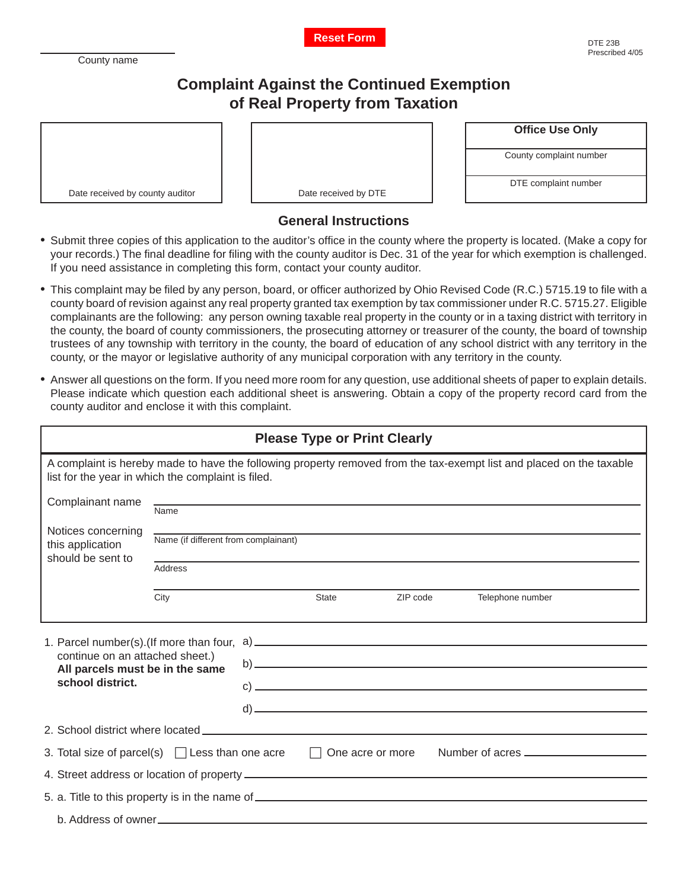Reset Form

County name

DTE 23B
Prescribed 4/05

# Complaint Against the Continued Exemption of Real Property from Taxation

| Date received by county auditor | Date received by DTE | Office Use Only |
|---|---|---|
| | | County complaint number |
| | | DTE complaint number |

## General Instructions

- Submit three copies of this application to the auditor's office in the county where the property is located. (Make a copy for your records.) The final deadline for filing with the county auditor is Dec. 31 of the year for which exemption is challenged. If you need assistance in completing this form, contact your county auditor.
- This complaint may be filed by any person, board, or officer authorized by Ohio Revised Code (R.C.) 5715.19 to file with a county board of revision against any real property granted tax exemption by tax commissioner under R.C. 5715.27. Eligible complainants are the following: any person owning taxable real property in the county or in a taxing district with territory in the county, the board of county commissioners, the prosecuting attorney or treasurer of the county, the board of township trustees of any township with territory in the county, the board of education of any school district with any territory in the county, or the mayor or legislative authority of any municipal corporation with any territory in the county.
- Answer all questions on the form. If you need more room for any question, use additional sheets of paper to explain details. Please indicate which question each additional sheet is answering. Obtain a copy of the property record card from the county auditor and enclose it with this complaint.

## Please Type or Print Clearly

A complaint is hereby made to have the following property removed from the tax-exempt list and placed on the taxable list for the year in which the complaint is filed.

Complainant name ______________________________
Name

Notices concerning this application should be sent to ______________________________
Name (if different from complainant)

______________________________
Address

______________________________
City State ZIP code Telephone number

1. Parcel number(s).(If more than four, continue on an attached sheet.) **All parcels must be in the same school district.**
   a) ______________________________
   b) ______________________________
   c) ______________________________
   d) ______________________________
2. School district where located ______________________________
3. Total size of parcel(s) ☐ Less than one acre ☐ One acre or more Number of acres ______________
4. Street address or location of property ______________________________
5. a. Title to this property is in the name of ______________________________

   b. Address of owner ______________________________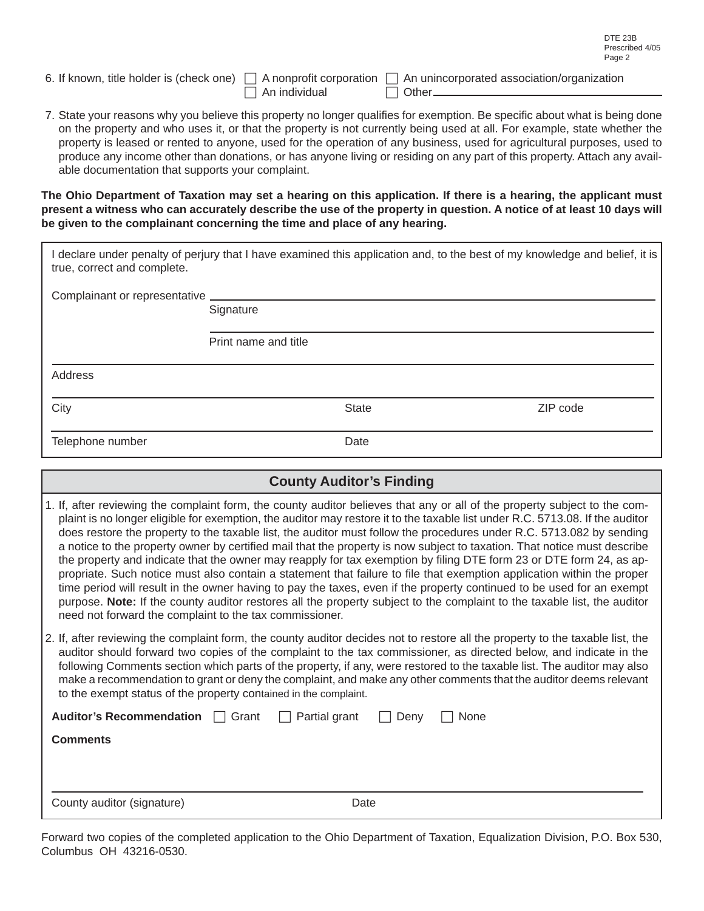DTE 23B
Prescribed 4/05

6. If known, title holder is (check one) ☐ A nonprofit corporation ☐ An unincorporated association/organization ☐ An individual ☐ Other\_\_\_\_\_\_\_\_\_\_

7. State your reasons why you believe this property no longer qualifies for exemption. Be specific about what is being done on the property and who uses it, or that the property is not currently being used at all. For example, state whether the property is leased or rented to anyone, used for the operation of any business, used for agricultural purposes, used to produce any income other than donations, or has anyone living or residing on any part of this property. Attach any available documentation that supports your complaint.

**The Ohio Department of Taxation may set a hearing on this application. If there is a hearing, the applicant must present a witness who can accurately describe the use of the property in question. A notice of at least 10 days will be given to the complainant concerning the time and place of any hearing.**

I declare under penalty of perjury that I have examined this application and, to the best of my knowledge and belief, it is true, correct and complete.

Complainant or representative \_\_\_\_\_\_\_\_\_\_
Signature

\_\_\_\_\_\_\_\_\_\_
Print name and title

Address

City State ZIP code

Telephone number Date

## County Auditor's Finding

1. If, after reviewing the complaint form, the county auditor believes that any or all of the property subject to the complaint is no longer eligible for exemption, the auditor may restore it to the taxable list under R.C. 5713.08. If the auditor does restore the property to the taxable list, the auditor must follow the procedures under R.C. 5713.082 by sending a notice to the property owner by certified mail that the property is now subject to taxation. That notice must describe the property and indicate that the owner may reapply for tax exemption by filing DTE form 23 or DTE form 24, as appropriate. Such notice must also contain a statement that failure to file that exemption application within the proper time period will result in the owner having to pay the taxes, even if the property continued to be used for an exempt purpose. **Note:** If the county auditor restores all the property subject to the complaint to the taxable list, the auditor need not forward the complaint to the tax commissioner.

2. If, after reviewing the complaint form, the county auditor decides not to restore all the property to the taxable list, the auditor should forward two copies of the complaint to the tax commissioner, as directed below, and indicate in the following Comments section which parts of the property, if any, were restored to the taxable list. The auditor may also make a recommendation to grant or deny the complaint, and make any other comments that the auditor deems relevant to the exempt status of the property contained in the complaint.

**Auditor's Recommendation** ☐ Grant ☐ Partial grant ☐ Deny ☐ None

**Comments**

County auditor (signature) Date

Forward two copies of the completed application to the Ohio Department of Taxation, Equalization Division, P.O. Box 530, Columbus OH 43216-0530.